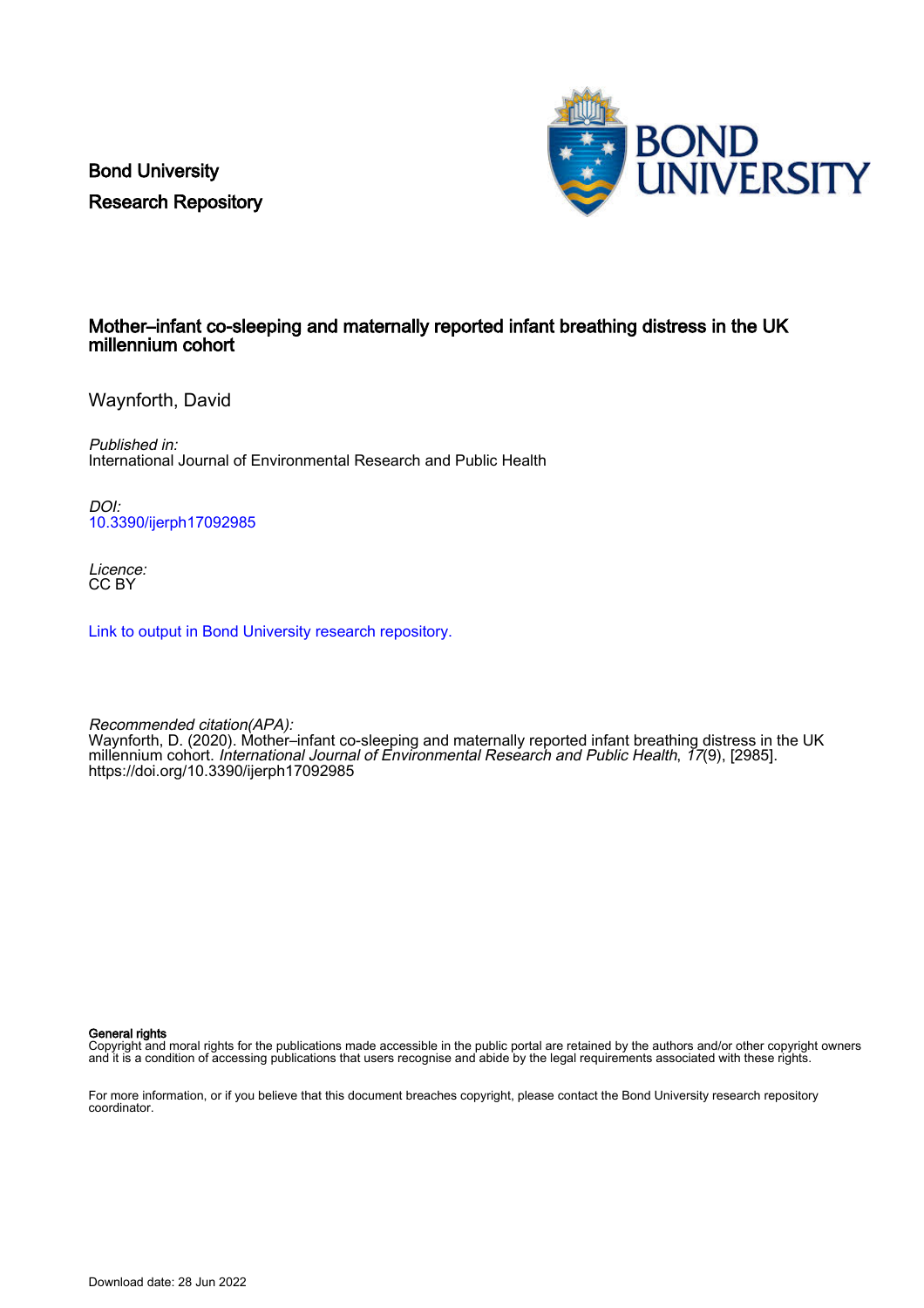Bond University
Research Repository

# Mother–infant co-sleeping and maternally reported infant breathing distress in the UK millennium cohort

Waynforth, David

*Published in:*
International Journal of Environmental Research and Public Health

*DOI:*
10.3390/ijerph17092985

*Licence:*
CC BY

Link to output in Bond University research repository.

*Recommended citation(APA):*
Waynforth, D. (2020). Mother–infant co-sleeping and maternally reported infant breathing distress in the UK millennium cohort. *International Journal of Environmental Research and Public Health*, *17*(9), [2985]. https://doi.org/10.3390/ijerph17092985

**General rights**
Copyright and moral rights for the publications made accessible in the public portal are retained by the authors and/or other copyright owners and it is a condition of accessing publications that users recognise and abide by the legal requirements associated with these rights.

For more information, or if you believe that this document breaches copyright, please contact the Bond University research repository coordinator.

Download date: 28 Jun 2022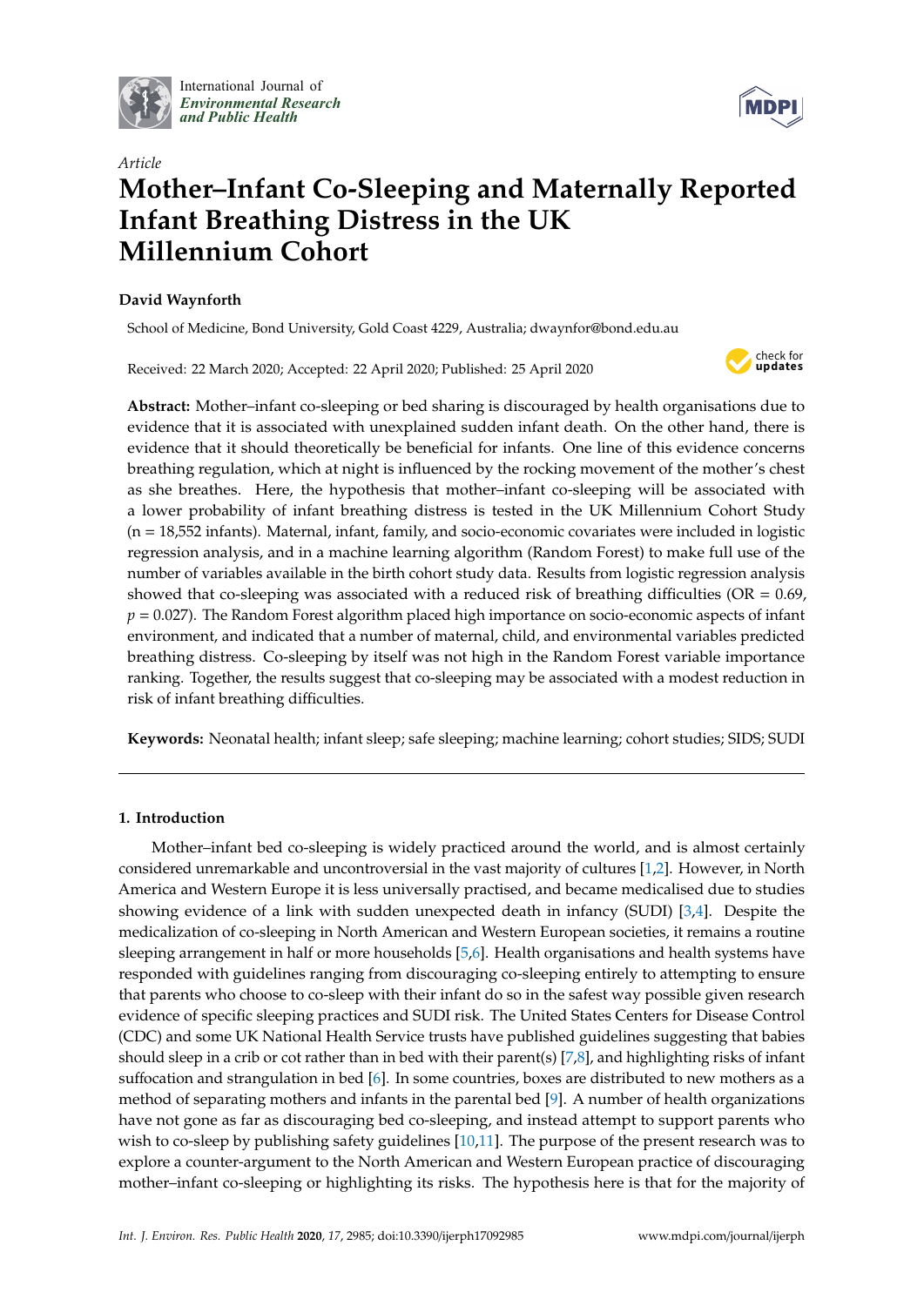International Journal of *Environmental Research and Public Health*

*Article*

# Mother–Infant Co-Sleeping and Maternally Reported Infant Breathing Distress in the UK Millennium Cohort

**David Waynforth**

School of Medicine, Bond University, Gold Coast 4229, Australia; dwaynfor@bond.edu.au

Received: 22 March 2020; Accepted: 22 April 2020; Published: 25 April 2020

**Abstract:** Mother–infant co-sleeping or bed sharing is discouraged by health organisations due to evidence that it is associated with unexplained sudden infant death. On the other hand, there is evidence that it should theoretically be beneficial for infants. One line of this evidence concerns breathing regulation, which at night is influenced by the rocking movement of the mother's chest as she breathes. Here, the hypothesis that mother–infant co-sleeping will be associated with a lower probability of infant breathing distress is tested in the UK Millennium Cohort Study (n = 18,552 infants). Maternal, infant, family, and socio-economic covariates were included in logistic regression analysis, and in a machine learning algorithm (Random Forest) to make full use of the number of variables available in the birth cohort study data. Results from logistic regression analysis showed that co-sleeping was associated with a reduced risk of breathing difficulties (OR = 0.69, $p = 0.027$). The Random Forest algorithm placed high importance on socio-economic aspects of infant environment, and indicated that a number of maternal, child, and environmental variables predicted breathing distress. Co-sleeping by itself was not high in the Random Forest variable importance ranking. Together, the results suggest that co-sleeping may be associated with a modest reduction in risk of infant breathing difficulties.

**Keywords:** Neonatal health; infant sleep; safe sleeping; machine learning; cohort studies; SIDS; SUDI

## 1. Introduction

Mother–infant bed co-sleeping is widely practiced around the world, and is almost certainly considered unremarkable and uncontroversial in the vast majority of cultures [1,2]. However, in North America and Western Europe it is less universally practised, and became medicalised due to studies showing evidence of a link with sudden unexpected death in infancy (SUDI) [3,4]. Despite the medicalization of co-sleeping in North American and Western European societies, it remains a routine sleeping arrangement in half or more households [5,6]. Health organisations and health systems have responded with guidelines ranging from discouraging co-sleeping entirely to attempting to ensure that parents who choose to co-sleep with their infant do so in the safest way possible given research evidence of specific sleeping practices and SUDI risk. The United States Centers for Disease Control (CDC) and some UK National Health Service trusts have published guidelines suggesting that babies should sleep in a crib or cot rather than in bed with their parent(s) [7,8], and highlighting risks of infant suffocation and strangulation in bed [6]. In some countries, boxes are distributed to new mothers as a method of separating mothers and infants in the parental bed [9]. A number of health organizations have not gone as far as discouraging bed co-sleeping, and instead attempt to support parents who wish to co-sleep by publishing safety guidelines [10,11]. The purpose of the present research was to explore a counter-argument to the North American and Western European practice of discouraging mother–infant co-sleeping or highlighting its risks. The hypothesis here is that for the majority of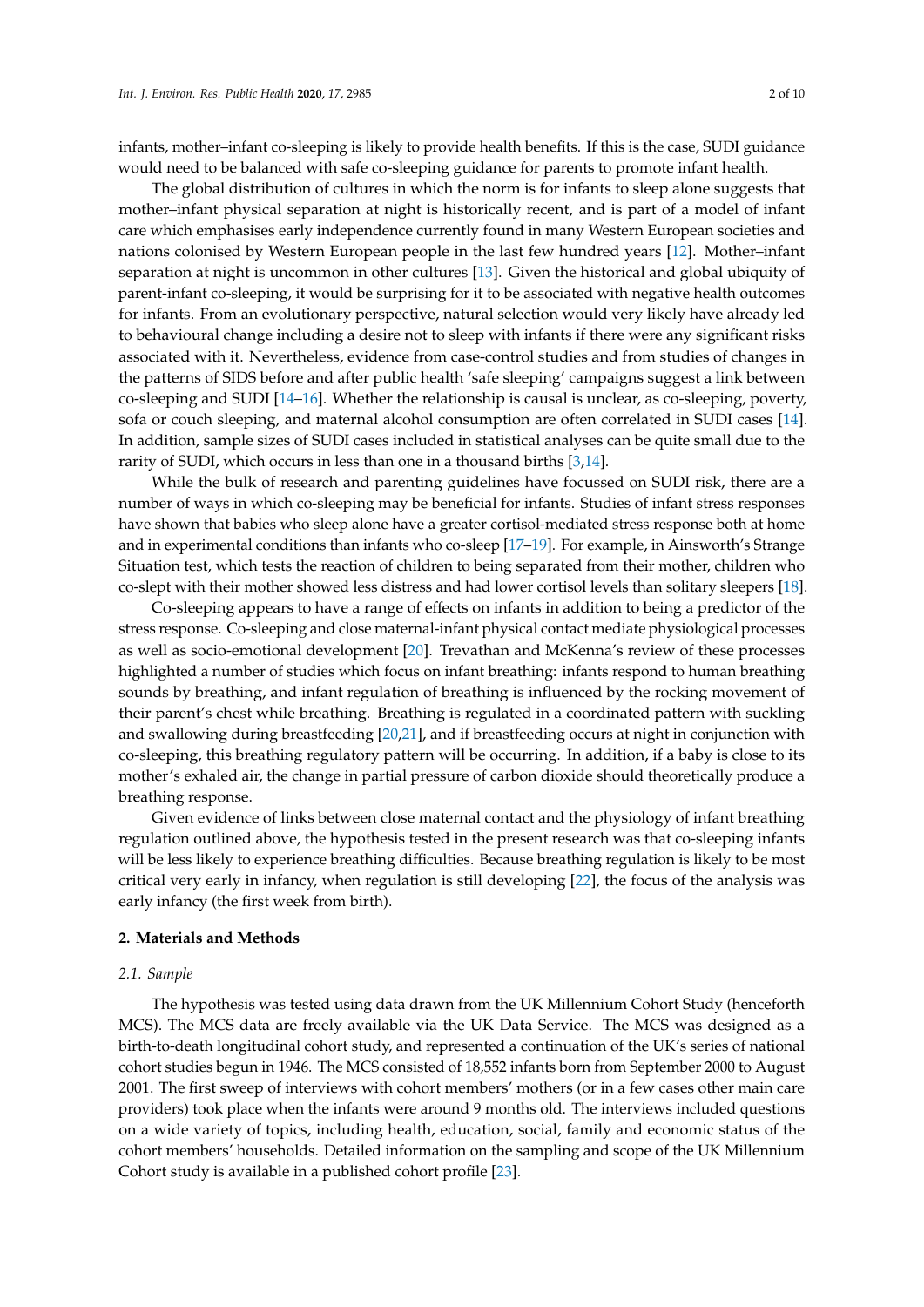infants, mother–infant co-sleeping is likely to provide health benefits. If this is the case, SUDI guidance would need to be balanced with safe co-sleeping guidance for parents to promote infant health.

The global distribution of cultures in which the norm is for infants to sleep alone suggests that mother–infant physical separation at night is historically recent, and is part of a model of infant care which emphasises early independence currently found in many Western European societies and nations colonised by Western European people in the last few hundred years [12]. Mother–infant separation at night is uncommon in other cultures [13]. Given the historical and global ubiquity of parent-infant co-sleeping, it would be surprising for it to be associated with negative health outcomes for infants. From an evolutionary perspective, natural selection would very likely have already led to behavioural change including a desire not to sleep with infants if there were any significant risks associated with it. Nevertheless, evidence from case-control studies and from studies of changes in the patterns of SIDS before and after public health 'safe sleeping' campaigns suggest a link between co-sleeping and SUDI [14–16]. Whether the relationship is causal is unclear, as co-sleeping, poverty, sofa or couch sleeping, and maternal alcohol consumption are often correlated in SUDI cases [14]. In addition, sample sizes of SUDI cases included in statistical analyses can be quite small due to the rarity of SUDI, which occurs in less than one in a thousand births [3,14].

While the bulk of research and parenting guidelines have focussed on SUDI risk, there are a number of ways in which co-sleeping may be beneficial for infants. Studies of infant stress responses have shown that babies who sleep alone have a greater cortisol-mediated stress response both at home and in experimental conditions than infants who co-sleep [17–19]. For example, in Ainsworth's Strange Situation test, which tests the reaction of children to being separated from their mother, children who co-slept with their mother showed less distress and had lower cortisol levels than solitary sleepers [18].

Co-sleeping appears to have a range of effects on infants in addition to being a predictor of the stress response. Co-sleeping and close maternal-infant physical contact mediate physiological processes as well as socio-emotional development [20]. Trevathan and McKenna's review of these processes highlighted a number of studies which focus on infant breathing: infants respond to human breathing sounds by breathing, and infant regulation of breathing is influenced by the rocking movement of their parent's chest while breathing. Breathing is regulated in a coordinated pattern with suckling and swallowing during breastfeeding [20,21], and if breastfeeding occurs at night in conjunction with co-sleeping, this breathing regulatory pattern will be occurring. In addition, if a baby is close to its mother's exhaled air, the change in partial pressure of carbon dioxide should theoretically produce a breathing response.

Given evidence of links between close maternal contact and the physiology of infant breathing regulation outlined above, the hypothesis tested in the present research was that co-sleeping infants will be less likely to experience breathing difficulties. Because breathing regulation is likely to be most critical very early in infancy, when regulation is still developing [22], the focus of the analysis was early infancy (the first week from birth).

## 2. Materials and Methods

### *2.1. Sample*

The hypothesis was tested using data drawn from the UK Millennium Cohort Study (henceforth MCS). The MCS data are freely available via the UK Data Service. The MCS was designed as a birth-to-death longitudinal cohort study, and represented a continuation of the UK's series of national cohort studies begun in 1946. The MCS consisted of 18,552 infants born from September 2000 to August 2001. The first sweep of interviews with cohort members' mothers (or in a few cases other main care providers) took place when the infants were around 9 months old. The interviews included questions on a wide variety of topics, including health, education, social, family and economic status of the cohort members' households. Detailed information on the sampling and scope of the UK Millennium Cohort study is available in a published cohort profile [23].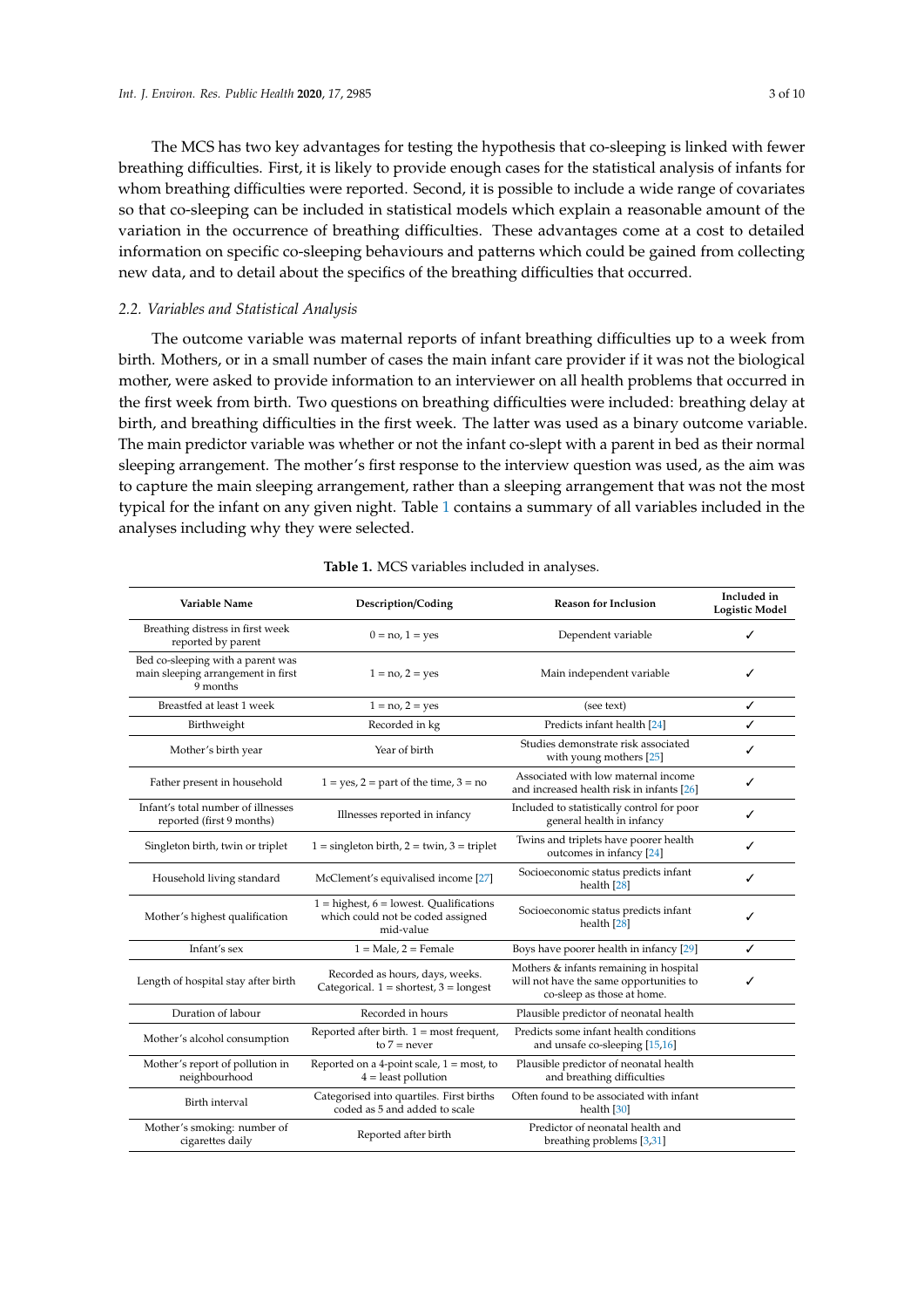The MCS has two key advantages for testing the hypothesis that co-sleeping is linked with fewer breathing difficulties. First, it is likely to provide enough cases for the statistical analysis of infants for whom breathing difficulties were reported. Second, it is possible to include a wide range of covariates so that co-sleeping can be included in statistical models which explain a reasonable amount of the variation in the occurrence of breathing difficulties. These advantages come at a cost to detailed information on specific co-sleeping behaviours and patterns which could be gained from collecting new data, and to detail about the specifics of the breathing difficulties that occurred.

### 2.2. Variables and Statistical Analysis

The outcome variable was maternal reports of infant breathing difficulties up to a week from birth. Mothers, or in a small number of cases the main infant care provider if it was not the biological mother, were asked to provide information to an interviewer on all health problems that occurred in the first week from birth. Two questions on breathing difficulties were included: breathing delay at birth, and breathing difficulties in the first week. The latter was used as a binary outcome variable. The main predictor variable was whether or not the infant co-slept with a parent in bed as their normal sleeping arrangement. The mother's first response to the interview question was used, as the aim was to capture the main sleeping arrangement, rather than a sleeping arrangement that was not the most typical for the infant on any given night. Table 1 contains a summary of all variables included in the analyses including why they were selected.

**Table 1.** MCS variables included in analyses.

| Variable Name | Description/Coding | Reason for Inclusion | Included in Logistic Model |
|---|---|---|---|
| Breathing distress in first week reported by parent | 0 = no, 1 = yes | Dependent variable | ✓ |
| Bed co-sleeping with a parent was main sleeping arrangement in first 9 months | 1 = no, 2 = yes | Main independent variable | ✓ |
| Breastfed at least 1 week | 1 = no, 2 = yes | (see text) | ✓ |
| Birthweight | Recorded in kg | Predicts infant health [24] | ✓ |
| Mother's birth year | Year of birth | Studies demonstrate risk associated with young mothers [25] | ✓ |
| Father present in household | 1 = yes, 2 = part of the time, 3 = no | Associated with low maternal income and increased health risk in infants [26] | ✓ |
| Infant's total number of illnesses reported (first 9 months) | Illnesses reported in infancy | Included to statistically control for poor general health in infancy | ✓ |
| Singleton birth, twin or triplet | 1 = singleton birth, 2 = twin, 3 = triplet | Twins and triplets have poorer health outcomes in infancy [24] | ✓ |
| Household living standard | McClement's equivalised income [27] | Socioeconomic status predicts infant health [28] | ✓ |
| Mother's highest qualification | 1 = highest, 6 = lowest. Qualifications which could not be coded assigned mid-value | Socioeconomic status predicts infant health [28] | ✓ |
| Infant's sex | 1 = Male, 2 = Female | Boys have poorer health in infancy [29] | ✓ |
| Length of hospital stay after birth | Recorded as hours, days, weeks. Categorical. 1 = shortest, 3 = longest | Mothers & infants remaining in hospital will not have the same opportunities to co-sleep as those at home. | ✓ |
| Duration of labour | Recorded in hours | Plausible predictor of neonatal health | |
| Mother's alcohol consumption | Reported after birth. 1 = most frequent, to 7 = never | Predicts some infant health conditions and unsafe co-sleeping [15,16] | |
| Mother's report of pollution in neighbourhood | Reported on a 4-point scale, 1 = most, to 4 = least pollution | Plausible predictor of neonatal health and breathing difficulties | |
| Birth interval | Categorised into quartiles. First births coded as 5 and added to scale | Often found to be associated with infant health [30] | |
| Mother's smoking: number of cigarettes daily | Reported after birth | Predictor of neonatal health and breathing problems [3,31] | |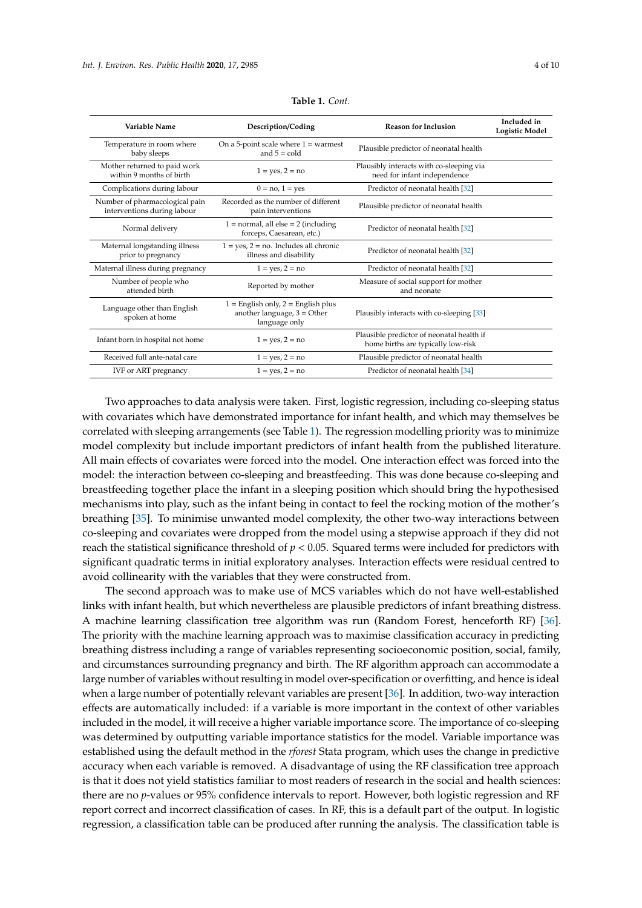**Table 1.** *Cont.*

| Variable Name | Description/Coding | Reason for Inclusion | Included in Logistic Model |
|---|---|---|---|
| Temperature in room where baby sleeps | On a 5-point scale where 1 = warmest and 5 = cold | Plausible predictor of neonatal health | |
| Mother returned to paid work within 9 months of birth | 1 = yes, 2 = no | Plausibly interacts with co-sleeping via need for infant independence | |
| Complications during labour | 0 = no, 1 = yes | Predictor of neonatal health [32] | |
| Number of pharmacological pain interventions during labour | Recorded as the number of different pain interventions | Plausible predictor of neonatal health | |
| Normal delivery | 1 = normal, all else = 2 (including forceps, Caesarean, etc.) | Predictor of neonatal health [32] | |
| Maternal longstanding illness prior to pregnancy | 1 = yes, 2 = no. Includes all chronic illness and disability | Predictor of neonatal health [32] | |
| Maternal illness during pregnancy | 1 = yes, 2 = no | Predictor of neonatal health [32] | |
| Number of people who attended birth | Reported by mother | Measure of social support for mother and neonate | |
| Language other than English spoken at home | 1 = English only, 2 = English plus another language, 3 = Other language only | Plausibly interacts with co-sleeping [33] | |
| Infant born in hospital not home | 1 = yes, 2 = no | Plausible predictor of neonatal health if home births are typically low-risk | |
| Received full ante-natal care | 1 = yes, 2 = no | Plausible predictor of neonatal health | |
| IVF or ART pregnancy | 1 = yes, 2 = no | Predictor of neonatal health [34] | |

Two approaches to data analysis were taken. First, logistic regression, including co-sleeping status with covariates which have demonstrated importance for infant health, and which may themselves be correlated with sleeping arrangements (see Table 1). The regression modelling priority was to minimize model complexity but include important predictors of infant health from the published literature. All main effects of covariates were forced into the model. One interaction effect was forced into the model: the interaction between co-sleeping and breastfeeding. This was done because co-sleeping and breastfeeding together place the infant in a sleeping position which should bring the hypothesised mechanisms into play, such as the infant being in contact to feel the rocking motion of the mother's breathing [35]. To minimise unwanted model complexity, the other two-way interactions between co-sleeping and covariates were dropped from the model using a stepwise approach if they did not reach the statistical significance threshold of $p < 0.05$. Squared terms were included for predictors with significant quadratic terms in initial exploratory analyses. Interaction effects were residual centred to avoid collinearity with the variables that they were constructed from.

The second approach was to make use of MCS variables which do not have well-established links with infant health, but which nevertheless are plausible predictors of infant breathing distress. A machine learning classification tree algorithm was run (Random Forest, henceforth RF) [36]. The priority with the machine learning approach was to maximise classification accuracy in predicting breathing distress including a range of variables representing socioeconomic position, social, family, and circumstances surrounding pregnancy and birth. The RF algorithm approach can accommodate a large number of variables without resulting in model over-specification or overfitting, and hence is ideal when a large number of potentially relevant variables are present [36]. In addition, two-way interaction effects are automatically included: if a variable is more important in the context of other variables included in the model, it will receive a higher variable importance score. The importance of co-sleeping was determined by outputting variable importance statistics for the model. Variable importance was established using the default method in the *rforest* Stata program, which uses the change in predictive accuracy when each variable is removed. A disadvantage of using the RF classification tree approach is that it does not yield statistics familiar to most readers of research in the social and health sciences: there are no *p*-values or 95% confidence intervals to report. However, both logistic regression and RF report correct and incorrect classification of cases. In RF, this is a default part of the output. In logistic regression, a classification table can be produced after running the analysis. The classification table is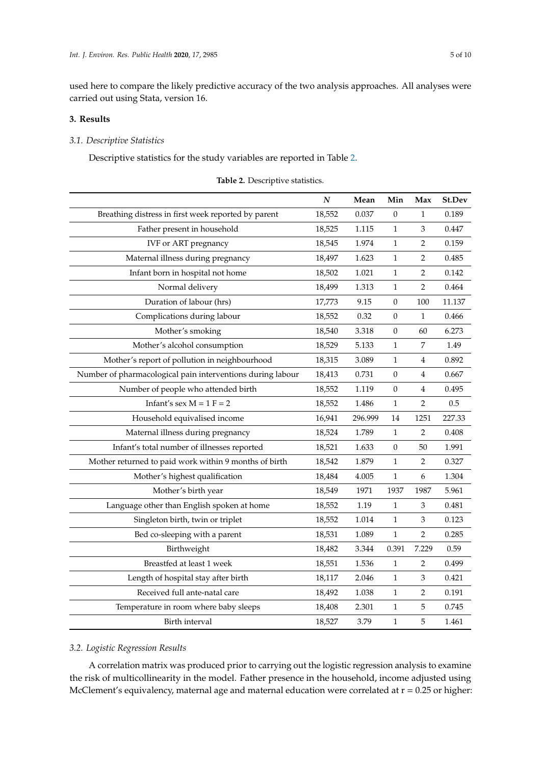used here to compare the likely predictive accuracy of the two analysis approaches. All analyses were carried out using Stata, version 16.

## 3. Results

### 3.1. Descriptive Statistics

Descriptive statistics for the study variables are reported in Table 2.

**Table 2.** Descriptive statistics.

| | N | Mean | Min | Max | St.Dev |
|---|---|---|---|---|---|
| Breathing distress in first week reported by parent | 18,552 | 0.037 | 0 | 1 | 0.189 |
| Father present in household | 18,525 | 1.115 | 1 | 3 | 0.447 |
| IVF or ART pregnancy | 18,545 | 1.974 | 1 | 2 | 0.159 |
| Maternal illness during pregnancy | 18,497 | 1.623 | 1 | 2 | 0.485 |
| Infant born in hospital not home | 18,502 | 1.021 | 1 | 2 | 0.142 |
| Normal delivery | 18,499 | 1.313 | 1 | 2 | 0.464 |
| Duration of labour (hrs) | 17,773 | 9.15 | 0 | 100 | 11.137 |
| Complications during labour | 18,552 | 0.32 | 0 | 1 | 0.466 |
| Mother's smoking | 18,540 | 3.318 | 0 | 60 | 6.273 |
| Mother's alcohol consumption | 18,529 | 5.133 | 1 | 7 | 1.49 |
| Mother's report of pollution in neighbourhood | 18,315 | 3.089 | 1 | 4 | 0.892 |
| Number of pharmacological pain interventions during labour | 18,413 | 0.731 | 0 | 4 | 0.667 |
| Number of people who attended birth | 18,552 | 1.119 | 0 | 4 | 0.495 |
| Infant's sex M = 1 F = 2 | 18,552 | 1.486 | 1 | 2 | 0.5 |
| Household equivalised income | 16,941 | 296.999 | 14 | 1251 | 227.33 |
| Maternal illness during pregnancy | 18,524 | 1.789 | 1 | 2 | 0.408 |
| Infant's total number of illnesses reported | 18,521 | 1.633 | 0 | 50 | 1.991 |
| Mother returned to paid work within 9 months of birth | 18,542 | 1.879 | 1 | 2 | 0.327 |
| Mother's highest qualification | 18,484 | 4.005 | 1 | 6 | 1.304 |
| Mother's birth year | 18,549 | 1971 | 1937 | 1987 | 5.961 |
| Language other than English spoken at home | 18,552 | 1.19 | 1 | 3 | 0.481 |
| Singleton birth, twin or triplet | 18,552 | 1.014 | 1 | 3 | 0.123 |
| Bed co-sleeping with a parent | 18,531 | 1.089 | 1 | 2 | 0.285 |
| Birthweight | 18,482 | 3.344 | 0.391 | 7.229 | 0.59 |
| Breastfed at least 1 week | 18,551 | 1.536 | 1 | 2 | 0.499 |
| Length of hospital stay after birth | 18,117 | 2.046 | 1 | 3 | 0.421 |
| Received full ante-natal care | 18,492 | 1.038 | 1 | 2 | 0.191 |
| Temperature in room where baby sleeps | 18,408 | 2.301 | 1 | 5 | 0.745 |
| Birth interval | 18,527 | 3.79 | 1 | 5 | 1.461 |

### 3.2. Logistic Regression Results

A correlation matrix was produced prior to carrying out the logistic regression analysis to examine the risk of multicollinearity in the model. Father presence in the household, income adjusted using McClement's equivalency, maternal age and maternal education were correlated at r = 0.25 or higher: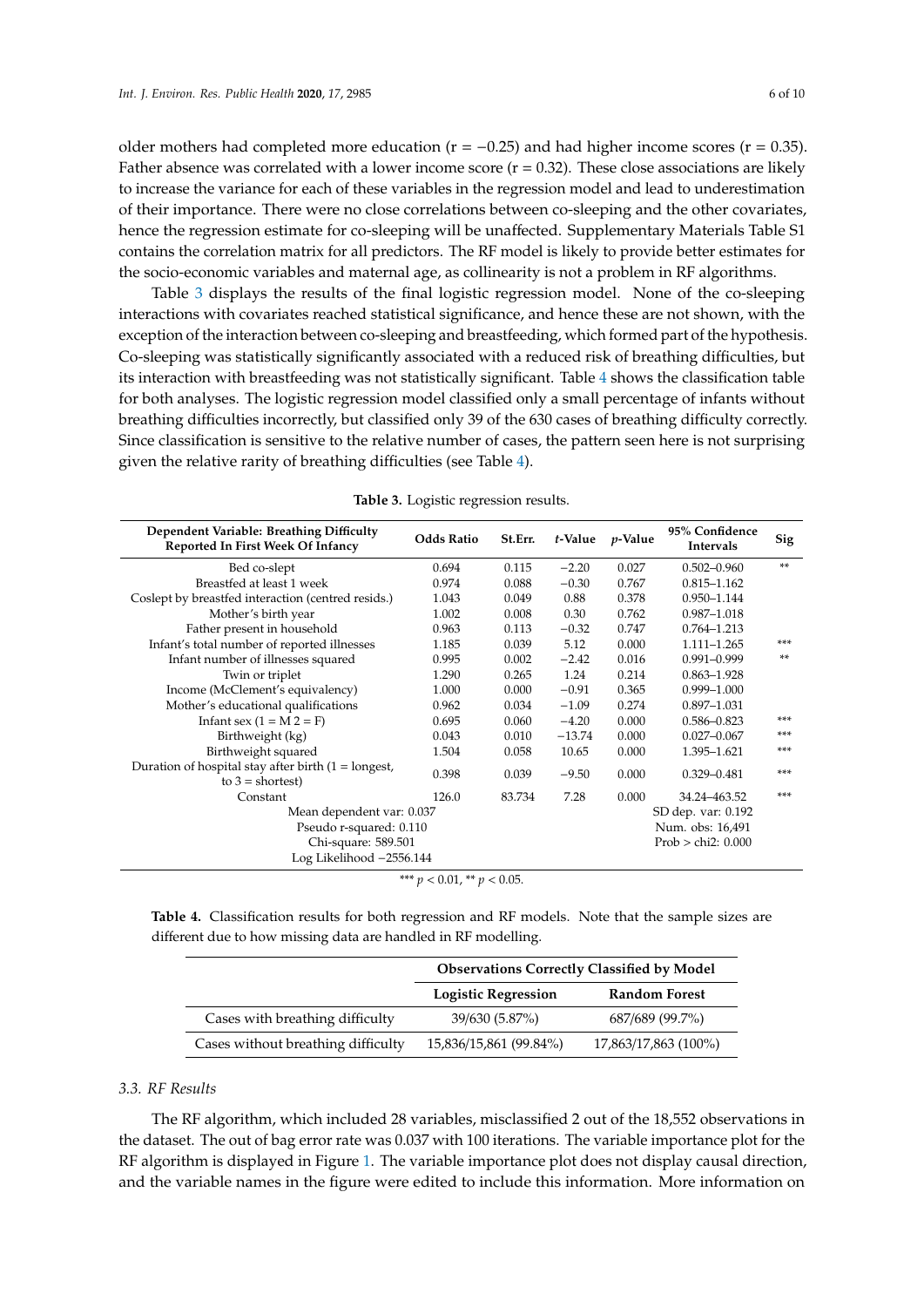older mothers had completed more education (r = −0.25) and had higher income scores (r = 0.35). Father absence was correlated with a lower income score (r = 0.32). These close associations are likely to increase the variance for each of these variables in the regression model and lead to underestimation of their importance. There were no close correlations between co-sleeping and the other covariates, hence the regression estimate for co-sleeping will be unaffected. Supplementary Materials Table S1 contains the correlation matrix for all predictors. The RF model is likely to provide better estimates for the socio-economic variables and maternal age, as collinearity is not a problem in RF algorithms.

Table 3 displays the results of the final logistic regression model. None of the co-sleeping interactions with covariates reached statistical significance, and hence these are not shown, with the exception of the interaction between co-sleeping and breastfeeding, which formed part of the hypothesis. Co-sleeping was statistically significantly associated with a reduced risk of breathing difficulties, but its interaction with breastfeeding was not statistically significant. Table 4 shows the classification table for both analyses. The logistic regression model classified only a small percentage of infants without breathing difficulties incorrectly, but classified only 39 of the 630 cases of breathing difficulty correctly. Since classification is sensitive to the relative number of cases, the pattern seen here is not surprising given the relative rarity of breathing difficulties (see Table 4).

**Table 3.** Logistic regression results.

| Dependent Variable: Breathing Difficulty Reported In First Week Of Infancy | Odds Ratio | St.Err. | *t*-Value | *p*-Value | 95% Confidence Intervals | Sig |
|---|---|---|---|---|---|---|
| Bed co-slept | 0.694 | 0.115 | −2.20 | 0.027 | 0.502–0.960 | ** |
| Breastfed at least 1 week | 0.974 | 0.088 | −0.30 | 0.767 | 0.815–1.162 | |
| Coslept by breastfed interaction (centred resids.) | 1.043 | 0.049 | 0.88 | 0.378 | 0.950–1.144 | |
| Mother's birth year | 1.002 | 0.008 | 0.30 | 0.762 | 0.987–1.018 | |
| Father present in household | 0.963 | 0.113 | −0.32 | 0.747 | 0.764–1.213 | |
| Infant's total number of reported illnesses | 1.185 | 0.039 | 5.12 | 0.000 | 1.111–1.265 | *** |
| Infant number of illnesses squared | 0.995 | 0.002 | −2.42 | 0.016 | 0.991–0.999 | ** |
| Twin or triplet | 1.290 | 0.265 | 1.24 | 0.214 | 0.863–1.928 | |
| Income (McClement's equivalency) | 1.000 | 0.000 | −0.91 | 0.365 | 0.999–1.000 | |
| Mother's educational qualifications | 0.962 | 0.034 | −1.09 | 0.274 | 0.897–1.031 | |
| Infant sex (1 = M 2 = F) | 0.695 | 0.060 | −4.20 | 0.000 | 0.586–0.823 | *** |
| Birthweight (kg) | 0.043 | 0.010 | −13.74 | 0.000 | 0.027–0.067 | *** |
| Birthweight squared | 1.504 | 0.058 | 10.65 | 0.000 | 1.395–1.621 | *** |
| Duration of hospital stay after birth (1 = longest, to 3 = shortest) | 0.398 | 0.039 | −9.50 | 0.000 | 0.329–0.481 | *** |
| Constant | 126.0 | 83.734 | 7.28 | 0.000 | 34.24–463.52 | *** |
| Mean dependent var: 0.037 | | | | SD dep. var: 0.192 | | |
| Pseudo r-squared: 0.110 | | | | Num. obs: 16,491 | | |
| Chi-square: 589.501 | | | | Prob > chi2: 0.000 | | |
| Log Likelihood −2556.144 | | | | | | |

*** $p < 0.01$, ** $p < 0.05$.

**Table 4.** Classification results for both regression and RF models. Note that the sample sizes are different due to how missing data are handled in RF modelling.

| | Observations Correctly Classified by Model | |
|---|---|---|
| | **Logistic Regression** | **Random Forest** |
| Cases with breathing difficulty | 39/630 (5.87%) | 687/689 (99.7%) |
| Cases without breathing difficulty | 15,836/15,861 (99.84%) | 17,863/17,863 (100%) |

### 3.3. RF Results

The RF algorithm, which included 28 variables, misclassified 2 out of the 18,552 observations in the dataset. The out of bag error rate was 0.037 with 100 iterations. The variable importance plot for the RF algorithm is displayed in Figure 1. The variable importance plot does not display causal direction, and the variable names in the figure were edited to include this information. More information on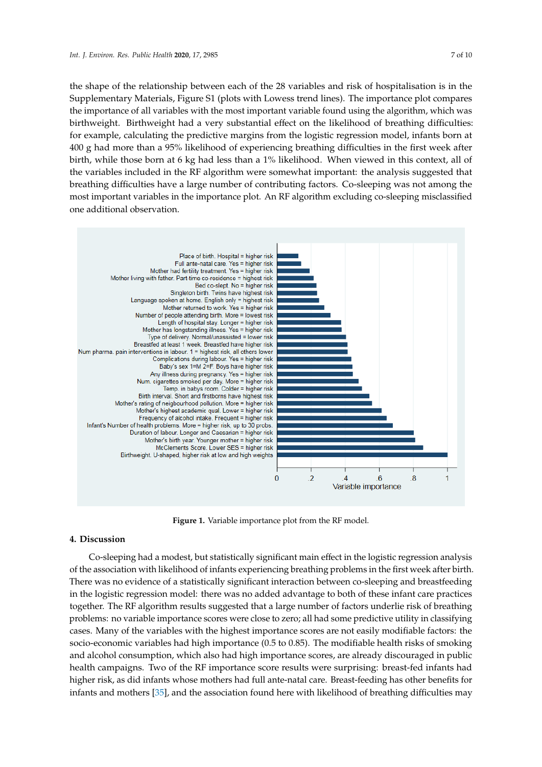the shape of the relationship between each of the 28 variables and risk of hospitalisation is in the Supplementary Materials, Figure S1 (plots with Lowess trend lines). The importance plot compares the importance of all variables with the most important variable found using the algorithm, which was birthweight. Birthweight had a very substantial effect on the likelihood of breathing difficulties: for example, calculating the predictive margins from the logistic regression model, infants born at 400 g had more than a 95% likelihood of experiencing breathing difficulties in the first week after birth, while those born at 6 kg had less than a 1% likelihood. When viewed in this context, all of the variables included in the RF algorithm were somewhat important: the analysis suggested that breathing difficulties have a large number of contributing factors. Co-sleeping was not among the most important variables in the importance plot. An RF algorithm excluding co-sleeping misclassified one additional observation.

**Figure 1.** Variable importance plot from the RF model.

## 4. Discussion

Co-sleeping had a modest, but statistically significant main effect in the logistic regression analysis of the association with likelihood of infants experiencing breathing problems in the first week after birth. There was no evidence of a statistically significant interaction between co-sleeping and breastfeeding in the logistic regression model: there was no added advantage to both of these infant care practices together. The RF algorithm results suggested that a large number of factors underlie risk of breathing problems: no variable importance scores were close to zero; all had some predictive utility in classifying cases. Many of the variables with the highest importance scores are not easily modifiable factors: the socio-economic variables had high importance (0.5 to 0.85). The modifiable health risks of smoking and alcohol consumption, which also had high importance scores, are already discouraged in public health campaigns. Two of the RF importance score results were surprising: breast-fed infants had higher risk, as did infants whose mothers had full ante-natal care. Breast-feeding has other benefits for infants and mothers [35], and the association found here with likelihood of breathing difficulties may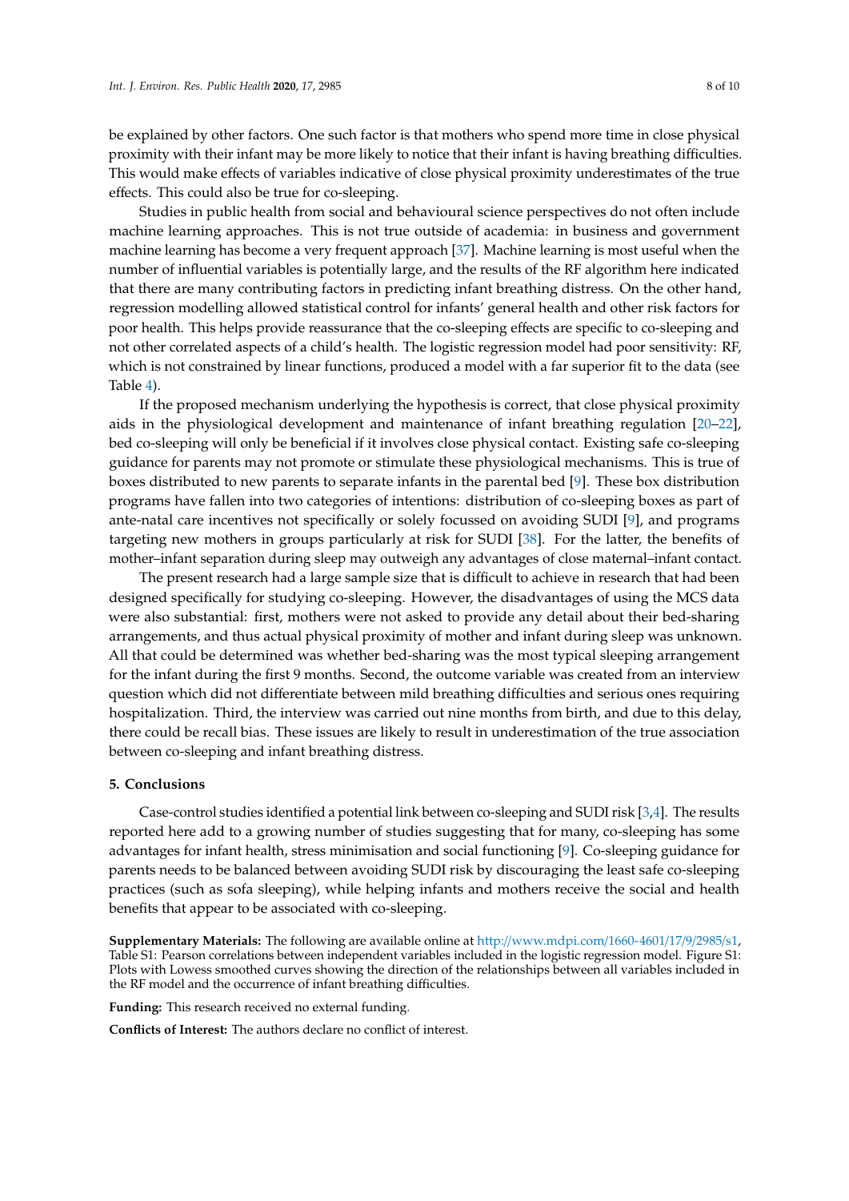be explained by other factors. One such factor is that mothers who spend more time in close physical proximity with their infant may be more likely to notice that their infant is having breathing difficulties. This would make effects of variables indicative of close physical proximity underestimates of the true effects. This could also be true for co-sleeping.

Studies in public health from social and behavioural science perspectives do not often include machine learning approaches. This is not true outside of academia: in business and government machine learning has become a very frequent approach [37]. Machine learning is most useful when the number of influential variables is potentially large, and the results of the RF algorithm here indicated that there are many contributing factors in predicting infant breathing distress. On the other hand, regression modelling allowed statistical control for infants' general health and other risk factors for poor health. This helps provide reassurance that the co-sleeping effects are specific to co-sleeping and not other correlated aspects of a child's health. The logistic regression model had poor sensitivity: RF, which is not constrained by linear functions, produced a model with a far superior fit to the data (see Table 4).

If the proposed mechanism underlying the hypothesis is correct, that close physical proximity aids in the physiological development and maintenance of infant breathing regulation [20–22], bed co-sleeping will only be beneficial if it involves close physical contact. Existing safe co-sleeping guidance for parents may not promote or stimulate these physiological mechanisms. This is true of boxes distributed to new parents to separate infants in the parental bed [9]. These box distribution programs have fallen into two categories of intentions: distribution of co-sleeping boxes as part of ante-natal care incentives not specifically or solely focussed on avoiding SUDI [9], and programs targeting new mothers in groups particularly at risk for SUDI [38]. For the latter, the benefits of mother–infant separation during sleep may outweigh any advantages of close maternal–infant contact.

The present research had a large sample size that is difficult to achieve in research that had been designed specifically for studying co-sleeping. However, the disadvantages of using the MCS data were also substantial: first, mothers were not asked to provide any detail about their bed-sharing arrangements, and thus actual physical proximity of mother and infant during sleep was unknown. All that could be determined was whether bed-sharing was the most typical sleeping arrangement for the infant during the first 9 months. Second, the outcome variable was created from an interview question which did not differentiate between mild breathing difficulties and serious ones requiring hospitalization. Third, the interview was carried out nine months from birth, and due to this delay, there could be recall bias. These issues are likely to result in underestimation of the true association between co-sleeping and infant breathing distress.

## 5. Conclusions

Case-control studies identified a potential link between co-sleeping and SUDI risk [3,4]. The results reported here add to a growing number of studies suggesting that for many, co-sleeping has some advantages for infant health, stress minimisation and social functioning [9]. Co-sleeping guidance for parents needs to be balanced between avoiding SUDI risk by discouraging the least safe co-sleeping practices (such as sofa sleeping), while helping infants and mothers receive the social and health benefits that appear to be associated with co-sleeping.

**Supplementary Materials:** The following are available online at http://www.mdpi.com/1660-4601/17/9/2985/s1, Table S1: Pearson correlations between independent variables included in the logistic regression model. Figure S1: Plots with Lowess smoothed curves showing the direction of the relationships between all variables included in the RF model and the occurrence of infant breathing difficulties.

**Funding:** This research received no external funding.

**Conflicts of Interest:** The authors declare no conflict of interest.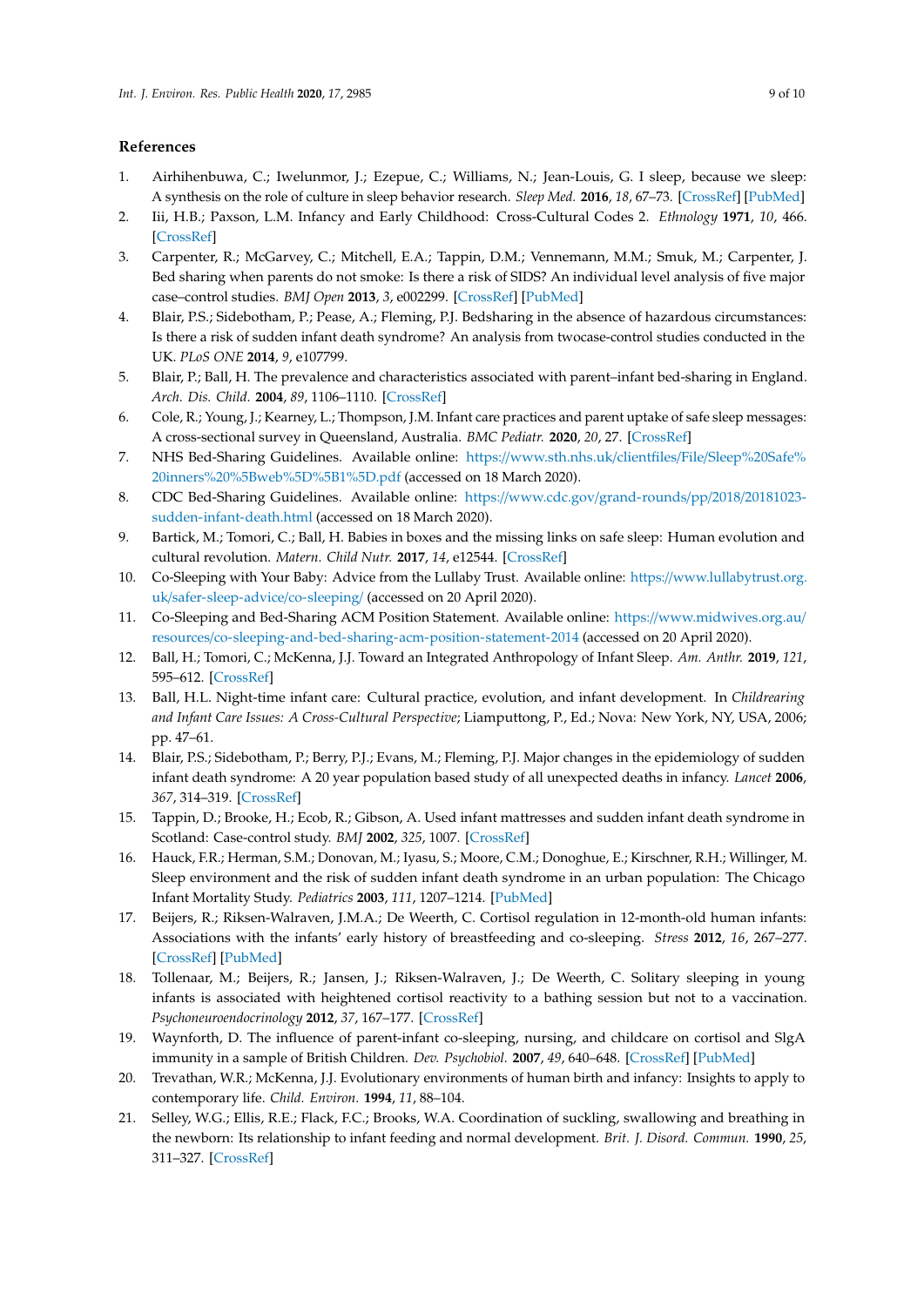## References

1. Airhihenbuwa, C.; Iwelunmor, J.; Ezepue, C.; Williams, N.; Jean-Louis, G. I sleep, because we sleep: A synthesis on the role of culture in sleep behavior research. *Sleep Med.* **2016**, *18*, 67–73. [CrossRef] [PubMed]
2. Iii, H.B.; Paxson, L.M. Infancy and Early Childhood: Cross-Cultural Codes 2. *Ethnology* **1971**, *10*, 466. [CrossRef]
3. Carpenter, R.; McGarvey, C.; Mitchell, E.A.; Tappin, D.M.; Vennemann, M.M.; Smuk, M.; Carpenter, J. Bed sharing when parents do not smoke: Is there a risk of SIDS? An individual level analysis of five major case–control studies. *BMJ Open* **2013**, *3*, e002299. [CrossRef] [PubMed]
4. Blair, P.S.; Sidebotham, P.; Pease, A.; Fleming, P.J. Bedsharing in the absence of hazardous circumstances: Is there a risk of sudden infant death syndrome? An analysis from twocase-control studies conducted in the UK. *PLoS ONE* **2014**, *9*, e107799.
5. Blair, P.; Ball, H. The prevalence and characteristics associated with parent–infant bed-sharing in England. *Arch. Dis. Child.* **2004**, *89*, 1106–1110. [CrossRef]
6. Cole, R.; Young, J.; Kearney, L.; Thompson, J.M. Infant care practices and parent uptake of safe sleep messages: A cross-sectional survey in Queensland, Australia. *BMC Pediatr.* **2020**, *20*, 27. [CrossRef]
7. NHS Bed-Sharing Guidelines. Available online: https://www.sth.nhs.uk/clientfiles/File/Sleep%20Safe%20inners%20%5Bweb%5D%5B1%5D.pdf (accessed on 18 March 2020).
8. CDC Bed-Sharing Guidelines. Available online: https://www.cdc.gov/grand-rounds/pp/2018/20181023-sudden-infant-death.html (accessed on 18 March 2020).
9. Bartick, M.; Tomori, C.; Ball, H. Babies in boxes and the missing links on safe sleep: Human evolution and cultural revolution. *Matern. Child Nutr.* **2017**, *14*, e12544. [CrossRef]
10. Co-Sleeping with Your Baby: Advice from the Lullaby Trust. Available online: https://www.lullabytrust.org.uk/safer-sleep-advice/co-sleeping/ (accessed on 20 April 2020).
11. Co-Sleeping and Bed-Sharing ACM Position Statement. Available online: https://www.midwives.org.au/resources/co-sleeping-and-bed-sharing-acm-position-statement-2014 (accessed on 20 April 2020).
12. Ball, H.; Tomori, C.; McKenna, J.J. Toward an Integrated Anthropology of Infant Sleep. *Am. Anthr.* **2019**, *121*, 595–612. [CrossRef]
13. Ball, H.L. Night-time infant care: Cultural practice, evolution, and infant development. In *Childrearing and Infant Care Issues: A Cross-Cultural Perspective*; Liamputtong, P., Ed.; Nova: New York, NY, USA, 2006; pp. 47–61.
14. Blair, P.S.; Sidebotham, P.; Berry, P.J.; Evans, M.; Fleming, P.J. Major changes in the epidemiology of sudden infant death syndrome: A 20 year population based study of all unexpected deaths in infancy. *Lancet* **2006**, *367*, 314–319. [CrossRef]
15. Tappin, D.; Brooke, H.; Ecob, R.; Gibson, A. Used infant mattresses and sudden infant death syndrome in Scotland: Case-control study. *BMJ* **2002**, *325*, 1007. [CrossRef]
16. Hauck, F.R.; Herman, S.M.; Donovan, M.; Iyasu, S.; Moore, C.M.; Donoghue, E.; Kirschner, R.H.; Willinger, M. Sleep environment and the risk of sudden infant death syndrome in an urban population: The Chicago Infant Mortality Study. *Pediatrics* **2003**, *111*, 1207–1214. [PubMed]
17. Beijers, R.; Riksen-Walraven, J.M.A.; De Weerth, C. Cortisol regulation in 12-month-old human infants: Associations with the infants' early history of breastfeeding and co-sleeping. *Stress* **2012**, *16*, 267–277. [CrossRef] [PubMed]
18. Tollenaar, M.; Beijers, R.; Jansen, J.; Riksen-Walraven, J.; De Weerth, C. Solitary sleeping in young infants is associated with heightened cortisol reactivity to a bathing session but not to a vaccination. *Psychoneuroendocrinology* **2012**, *37*, 167–177. [CrossRef]
19. Waynforth, D. The influence of parent-infant co-sleeping, nursing, and childcare on cortisol and SIgA immunity in a sample of British Children. *Dev. Psychobiol.* **2007**, *49*, 640–648. [CrossRef] [PubMed]
20. Trevathan, W.R.; McKenna, J.J. Evolutionary environments of human birth and infancy: Insights to apply to contemporary life. *Child. Environ.* **1994**, *11*, 88–104.
21. Selley, W.G.; Ellis, R.E.; Flack, F.C.; Brooks, W.A. Coordination of suckling, swallowing and breathing in the newborn: Its relationship to infant feeding and normal development. *Brit. J. Disord. Commun.* **1990**, *25*, 311–327. [CrossRef]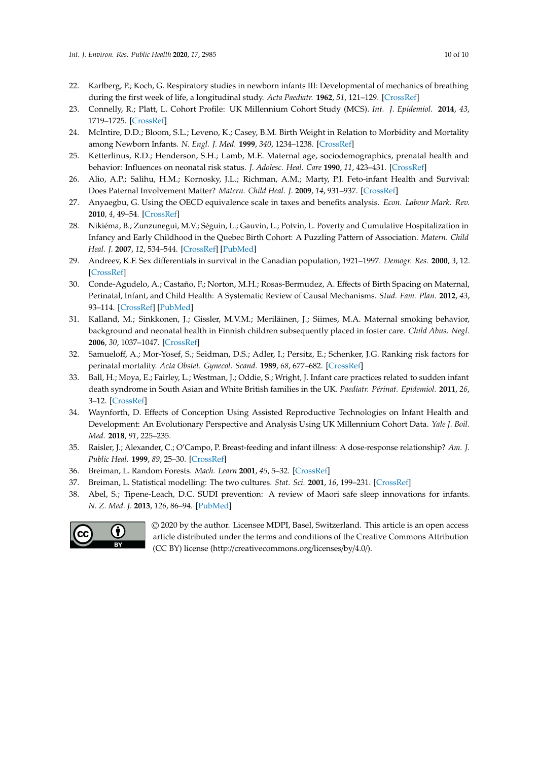22. Karlberg, P.; Koch, G. Respiratory studies in newborn infants III: Developmental of mechanics of breathing during the first week of life, a longitudinal study. *Acta Paediatr.* **1962**, *51*, 121–129. [CrossRef]
23. Connelly, R.; Platt, L. Cohort Profile: UK Millennium Cohort Study (MCS). *Int. J. Epidemiol.* **2014**, *43*, 1719–1725. [CrossRef]
24. McIntire, D.D.; Bloom, S.L.; Leveno, K.; Casey, B.M. Birth Weight in Relation to Morbidity and Mortality among Newborn Infants. *N. Engl. J. Med.* **1999**, *340*, 1234–1238. [CrossRef]
25. Ketterlinus, R.D.; Henderson, S.H.; Lamb, M.E. Maternal age, sociodemographics, prenatal health and behavior: Influences on neonatal risk status. *J. Adolesc. Heal. Care* **1990**, *11*, 423–431. [CrossRef]
26. Alio, A.P.; Salihu, H.M.; Kornosky, J.L.; Richman, A.M.; Marty, P.J. Feto-infant Health and Survival: Does Paternal Involvement Matter? *Matern. Child Heal. J.* **2009**, *14*, 931–937. [CrossRef]
27. Anyaegbu, G. Using the OECD equivalence scale in taxes and benefits analysis. *Econ. Labour Mark. Rev.* **2010**, *4*, 49–54. [CrossRef]
28. Nikiéma, B.; Zunzunegui, M.V.; Séguin, L.; Gauvin, L.; Potvin, L. Poverty and Cumulative Hospitalization in Infancy and Early Childhood in the Quebec Birth Cohort: A Puzzling Pattern of Association. *Matern. Child Heal. J.* **2007**, *12*, 534–544. [CrossRef] [PubMed]
29. Andreev, K.F. Sex differentials in survival in the Canadian population, 1921–1997. *Demogr. Res.* **2000**, *3*, 12. [CrossRef]
30. Conde-Agudelo, A.; Castaño, F.; Norton, M.H.; Rosas-Bermudez, A. Effects of Birth Spacing on Maternal, Perinatal, Infant, and Child Health: A Systematic Review of Causal Mechanisms. *Stud. Fam. Plan.* **2012**, *43*, 93–114. [CrossRef] [PubMed]
31. Kalland, M.; Sinkkonen, J.; Gissler, M.V.M.; Meriläinen, J.; Siimes, M.A. Maternal smoking behavior, background and neonatal health in Finnish children subsequently placed in foster care. *Child Abus. Negl.* **2006**, *30*, 1037–1047. [CrossRef]
32. Samueloff, A.; Mor-Yosef, S.; Seidman, D.S.; Adler, I.; Persitz, E.; Schenker, J.G. Ranking risk factors for perinatal mortality. *Acta Obstet. Gynecol. Scand.* **1989**, *68*, 677–682. [CrossRef]
33. Ball, H.; Moya, E.; Fairley, L.; Westman, J.; Oddie, S.; Wright, J. Infant care practices related to sudden infant death syndrome in South Asian and White British families in the UK. *Paediatr. Périnat. Epidemiol.* **2011**, *26*, 3–12. [CrossRef]
34. Waynforth, D. Effects of Conception Using Assisted Reproductive Technologies on Infant Health and Development: An Evolutionary Perspective and Analysis Using UK Millennium Cohort Data. *Yale J. Boil. Med.* **2018**, *91*, 225–235.
35. Raisler, J.; Alexander, C.; O'Campo, P. Breast-feeding and infant illness: A dose-response relationship? *Am. J. Public Heal.* **1999**, *89*, 25–30. [CrossRef]
36. Breiman, L. Random Forests. *Mach. Learn* **2001**, *45*, 5–32. [CrossRef]
37. Breiman, L. Statistical modelling: The two cultures. *Stat. Sci.* **2001**, *16*, 199–231. [CrossRef]
38. Abel, S.; Tipene-Leach, D.C. SUDI prevention: A review of Maori safe sleep innovations for infants. *N. Z. Med. J.* **2013**, *126*, 86–94. [PubMed]

© 2020 by the author. Licensee MDPI, Basel, Switzerland. This article is an open access article distributed under the terms and conditions of the Creative Commons Attribution (CC BY) license (http://creativecommons.org/licenses/by/4.0/).